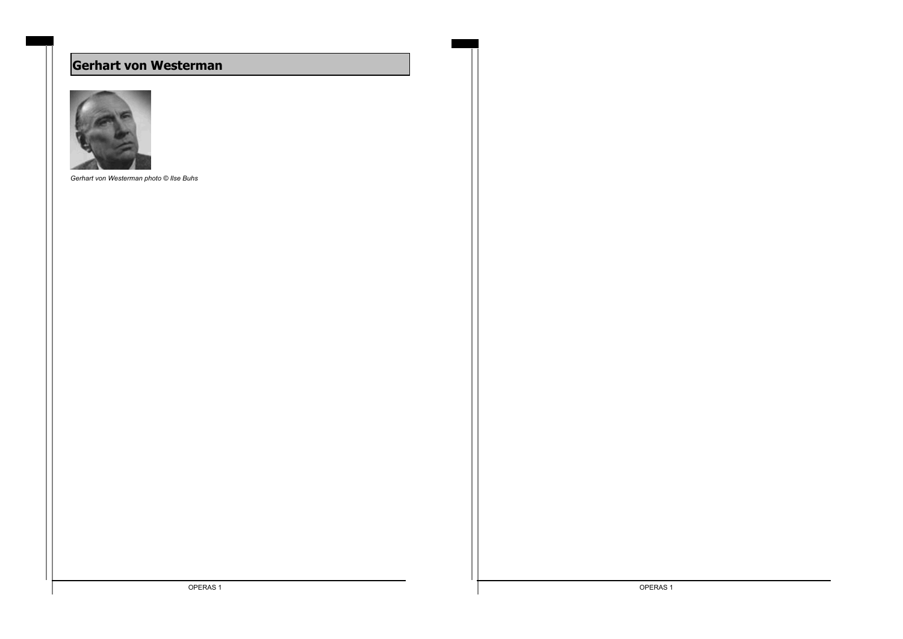# Gerhart von Westerman

*Gerhart von Westerman photo © Ilse Buhs*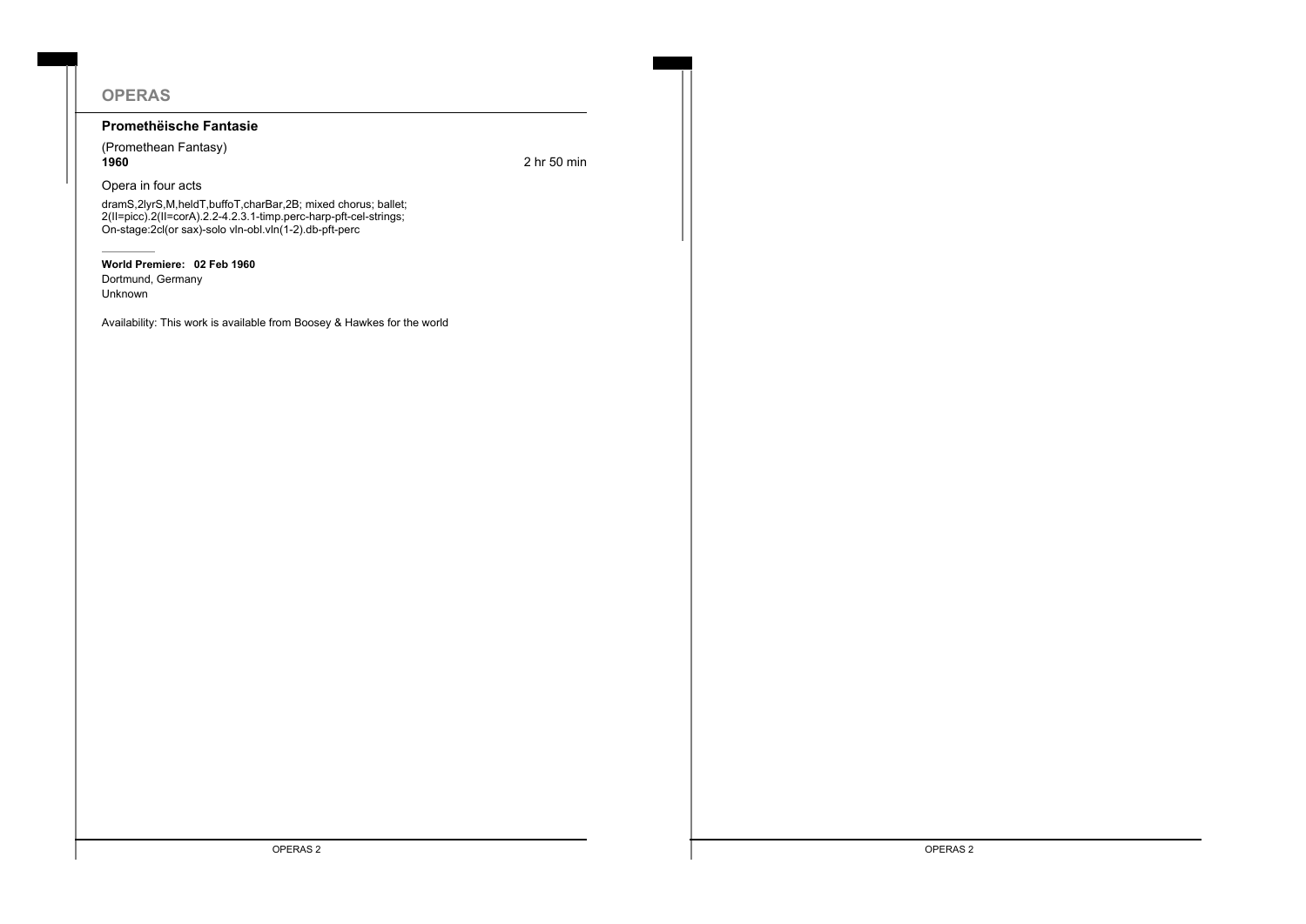# OPERAS

## Promethëische Fantasie

(Promethean Fantasy)
**1960** 2 hr 50 min

Opera in four acts

dramS,2lyrS,M,heldT,buffoT,charBar,2B; mixed chorus; ballet;
2(II=picc).2(II=corA).2.2-4.2.3.1-timp.perc-harp-pft-cel-strings;
On-stage:2cl(or sax)-solo vln-obl.vln(1-2).db-pft-perc

---

**World Premiere: 02 Feb 1960**
Dortmund, Germany
Unknown

Availability: This work is available from Boosey & Hawkes for the world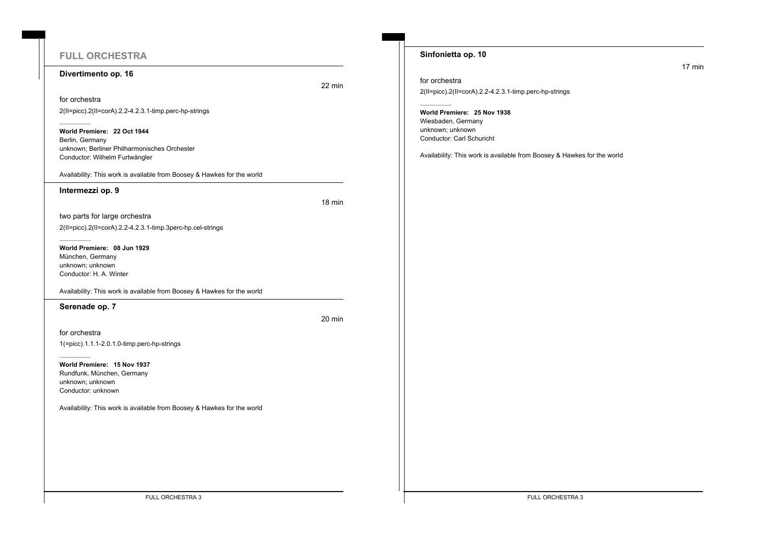# FULL ORCHESTRA

## Divertimento op. 16

22 min

for orchestra

2(II=picc).2(II=corA).2.2-4.2.3.1-timp.perc-hp-strings

**World Premiere: 22 Oct 1944**
Berlin, Germany
unknown; Berliner Philharmonisches Orchester
Conductor: Wilhelm Furtwängler

Availability: This work is available from Boosey & Hawkes for the world

## Intermezzi op. 9

18 min

two parts for large orchestra

2(II=picc).2(II=corA).2.2-4.2.3.1-timp.3perc-hp.cel-strings

**World Premiere: 08 Jun 1929**
München, Germany
unknown; unknown
Conductor: H. A. Winter

Availability: This work is available from Boosey & Hawkes for the world

## Serenade op. 7

20 min

for orchestra

1(=picc).1.1.1-2.0.1.0-timp.perc-hp-strings

**World Premiere: 15 Nov 1937**
Rundfunk, München, Germany
unknown; unknown
Conductor: unknown

Availability: This work is available from Boosey & Hawkes for the world

## Sinfonietta op. 10

17 min

for orchestra

2(II=picc).2(II=corA).2.2-4.2.3.1-timp.perc-hp-strings

**World Premiere: 25 Nov 1938**
Wiesbaden, Germany
unknown; unknown
Conductor: Carl Schuricht

Availability: This work is available from Boosey & Hawkes for the world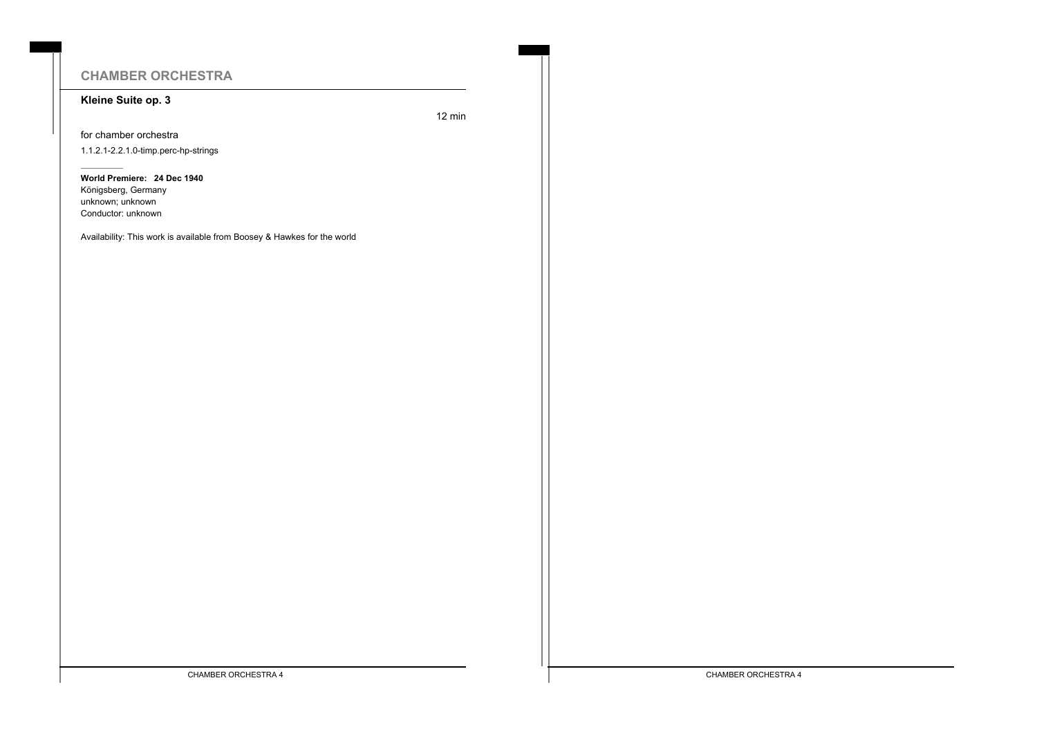## CHAMBER ORCHESTRA

### Kleine Suite op. 3

12 min

for chamber orchestra

1.1.2.1-2.2.1.0-timp.perc-hp-strings

---

**World Premiere: 24 Dec 1940**
Königsberg, Germany
unknown; unknown
Conductor: unknown

Availability: This work is available from Boosey & Hawkes for the world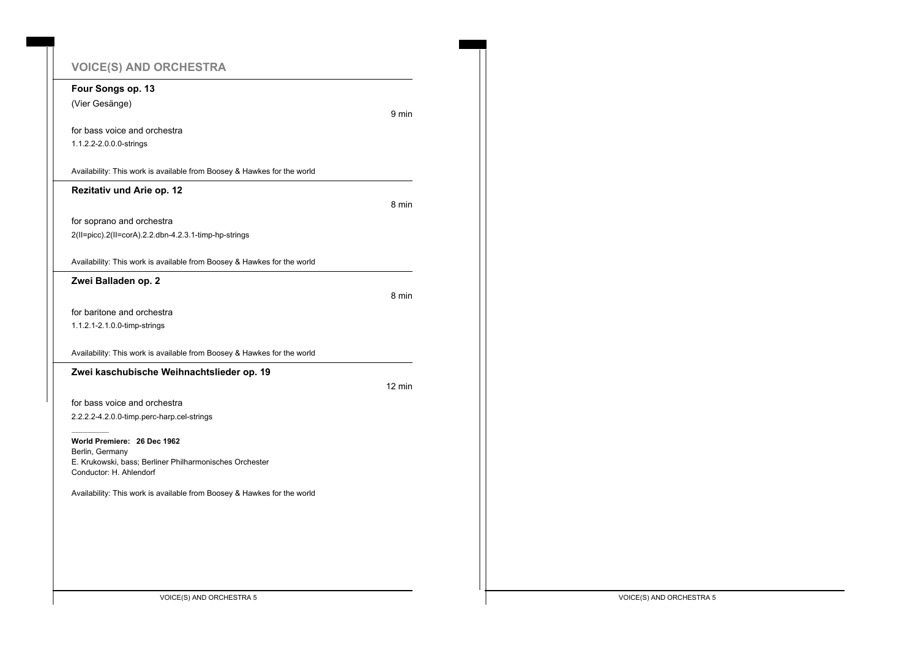## VOICE(S) AND ORCHESTRA

### Four Songs op. 13

(Vier Gesänge)

9 min

for bass voice and orchestra

1.1.2.2-2.0.0.0-strings

Availability: This work is available from Boosey & Hawkes for the world

### Rezitativ und Arie op. 12

8 min

for soprano and orchestra

2(II=picc).2(II=corA).2.2.dbn-4.2.3.1-timp-hp-strings

Availability: This work is available from Boosey & Hawkes for the world

### Zwei Balladen op. 2

8 min

for baritone and orchestra

1.1.2.1-2.1.0.0-timp-strings

Availability: This work is available from Boosey & Hawkes for the world

### Zwei kaschubische Weihnachtslieder op. 19

12 min

for bass voice and orchestra

2.2.2.2-4.2.0.0-timp.perc-harp.cel-strings

**World Premiere: 26 Dec 1962**
Berlin, Germany
E. Krukowski, bass; Berliner Philharmonisches Orchester
Conductor: H. Ahlendorf

Availability: This work is available from Boosey & Hawkes for the world